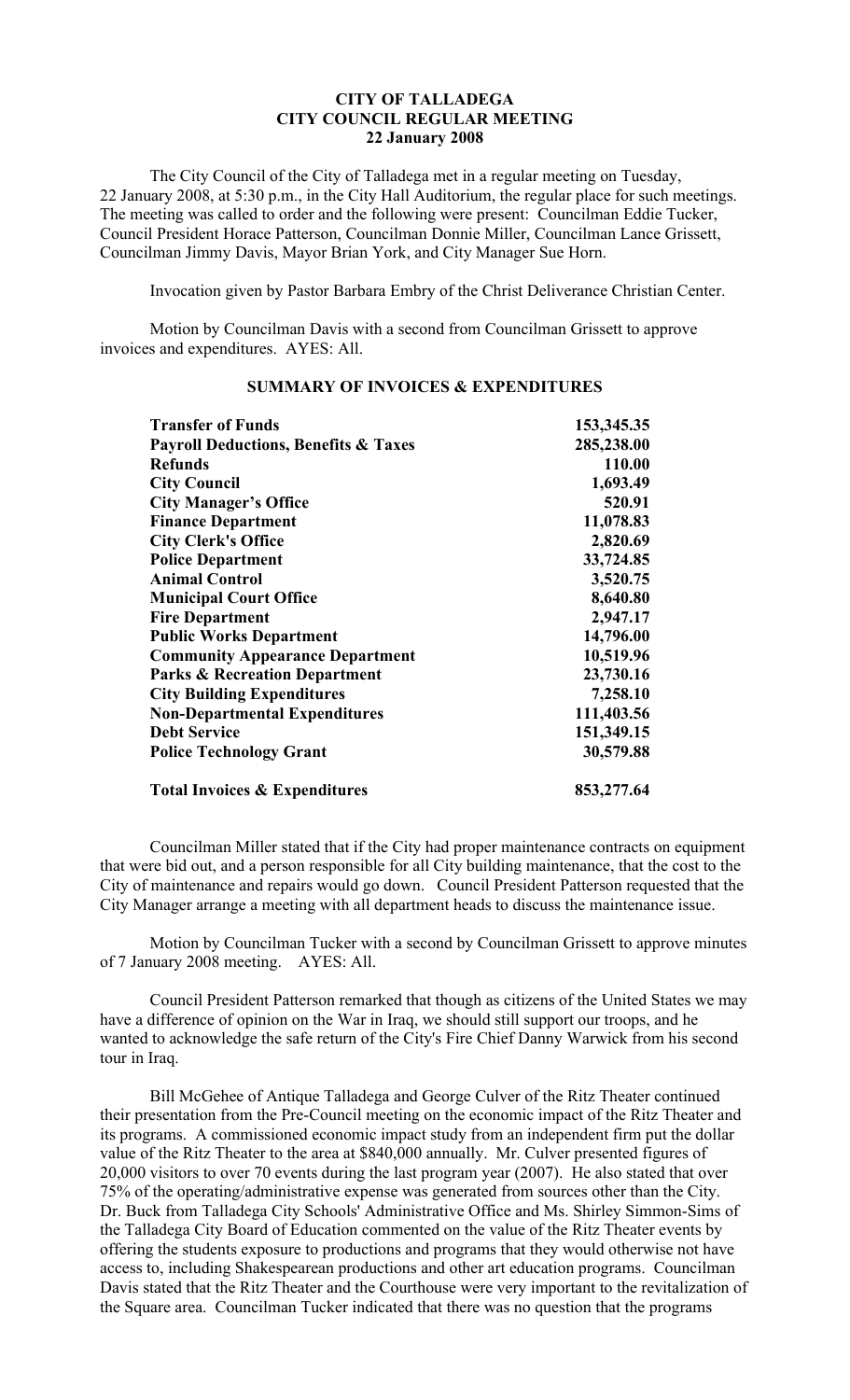**CITY OF TALLADEGA**
**CITY COUNCIL REGULAR MEETING**
**22 January 2008**

The City Council of the City of Talladega met in a regular meeting on Tuesday, 22 January 2008, at 5:30 p.m., in the City Hall Auditorium, the regular place for such meetings. The meeting was called to order and the following were present: Councilman Eddie Tucker, Council President Horace Patterson, Councilman Donnie Miller, Councilman Lance Grissett, Councilman Jimmy Davis, Mayor Brian York, and City Manager Sue Horn.

Invocation given by Pastor Barbara Embry of the Christ Deliverance Christian Center.

Motion by Councilman Davis with a second from Councilman Grissett to approve invoices and expenditures. AYES: All.

**SUMMARY OF INVOICES & EXPENDITURES**

| | |
|---|---|
| **Transfer of Funds** | **153,345.35** |
| **Payroll Deductions, Benefits & Taxes** | **285,238.00** |
| **Refunds** | **110.00** |
| **City Council** | **1,693.49** |
| **City Manager's Office** | **520.91** |
| **Finance Department** | **11,078.83** |
| **City Clerk's Office** | **2,820.69** |
| **Police Department** | **33,724.85** |
| **Animal Control** | **3,520.75** |
| **Municipal Court Office** | **8,640.80** |
| **Fire Department** | **2,947.17** |
| **Public Works Department** | **14,796.00** |
| **Community Appearance Department** | **10,519.96** |
| **Parks & Recreation Department** | **23,730.16** |
| **City Building Expenditures** | **7,258.10** |
| **Non-Departmental Expenditures** | **111,403.56** |
| **Debt Service** | **151,349.15** |
| **Police Technology Grant** | **30,579.88** |
| **Total Invoices & Expenditures** | **853,277.64** |

Councilman Miller stated that if the City had proper maintenance contracts on equipment that were bid out, and a person responsible for all City building maintenance, that the cost to the City of maintenance and repairs would go down. Council President Patterson requested that the City Manager arrange a meeting with all department heads to discuss the maintenance issue.

Motion by Councilman Tucker with a second by Councilman Grissett to approve minutes of 7 January 2008 meeting. AYES: All.

Council President Patterson remarked that though as citizens of the United States we may have a difference of opinion on the War in Iraq, we should still support our troops, and he wanted to acknowledge the safe return of the City's Fire Chief Danny Warwick from his second tour in Iraq.

Bill McGehee of Antique Talladega and George Culver of the Ritz Theater continued their presentation from the Pre-Council meeting on the economic impact of the Ritz Theater and its programs. A commissioned economic impact study from an independent firm put the dollar value of the Ritz Theater to the area at $840,000 annually. Mr. Culver presented figures of 20,000 visitors to over 70 events during the last program year (2007). He also stated that over 75% of the operating/administrative expense was generated from sources other than the City. Dr. Buck from Talladega City Schools' Administrative Office and Ms. Shirley Simmon-Sims of the Talladega City Board of Education commented on the value of the Ritz Theater events by offering the students exposure to productions and programs that they would otherwise not have access to, including Shakespearean productions and other art education programs. Councilman Davis stated that the Ritz Theater and the Courthouse were very important to the revitalization of the Square area. Councilman Tucker indicated that there was no question that the programs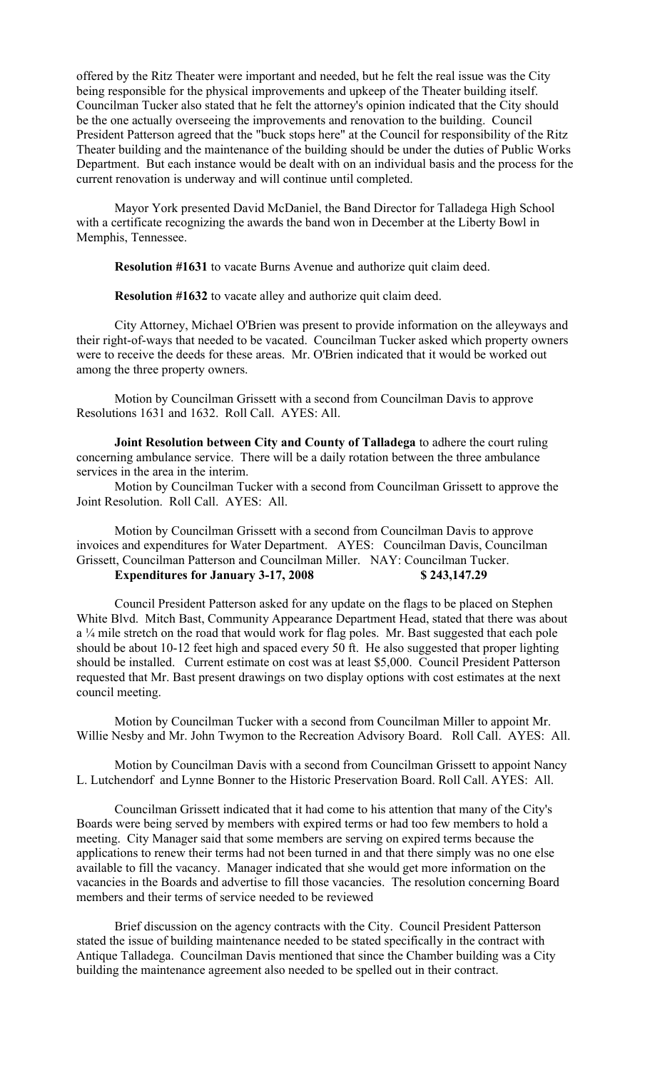offered by the Ritz Theater were important and needed, but he felt the real issue was the City being responsible for the physical improvements and upkeep of the Theater building itself. Councilman Tucker also stated that he felt the attorney's opinion indicated that the City should be the one actually overseeing the improvements and renovation to the building. Council President Patterson agreed that the "buck stops here" at the Council for responsibility of the Ritz Theater building and the maintenance of the building should be under the duties of Public Works Department. But each instance would be dealt with on an individual basis and the process for the current renovation is underway and will continue until completed.

Mayor York presented David McDaniel, the Band Director for Talladega High School with a certificate recognizing the awards the band won in December at the Liberty Bowl in Memphis, Tennessee.

**Resolution #1631** to vacate Burns Avenue and authorize quit claim deed.

**Resolution #1632** to vacate alley and authorize quit claim deed.

City Attorney, Michael O'Brien was present to provide information on the alleyways and their right-of-ways that needed to be vacated. Councilman Tucker asked which property owners were to receive the deeds for these areas. Mr. O'Brien indicated that it would be worked out among the three property owners.

Motion by Councilman Grissett with a second from Councilman Davis to approve Resolutions 1631 and 1632. Roll Call. AYES: All.

**Joint Resolution between City and County of Talladega** to adhere the court ruling concerning ambulance service. There will be a daily rotation between the three ambulance services in the area in the interim.

Motion by Councilman Tucker with a second from Councilman Grissett to approve the Joint Resolution. Roll Call. AYES: All.

Motion by Councilman Grissett with a second from Councilman Davis to approve invoices and expenditures for Water Department. AYES: Councilman Davis, Councilman Grissett, Councilman Patterson and Councilman Miller. NAY: Councilman Tucker.

**Expenditures for January 3-17, 2008 $ 243,147.29**

Council President Patterson asked for any update on the flags to be placed on Stephen White Blvd. Mitch Bast, Community Appearance Department Head, stated that there was about a ¼ mile stretch on the road that would work for flag poles. Mr. Bast suggested that each pole should be about 10-12 feet high and spaced every 50 ft. He also suggested that proper lighting should be installed. Current estimate on cost was at least $5,000. Council President Patterson requested that Mr. Bast present drawings on two display options with cost estimates at the next council meeting.

Motion by Councilman Tucker with a second from Councilman Miller to appoint Mr. Willie Nesby and Mr. John Twymon to the Recreation Advisory Board. Roll Call. AYES: All.

Motion by Councilman Davis with a second from Councilman Grissett to appoint Nancy L. Lutchendorf and Lynne Bonner to the Historic Preservation Board. Roll Call. AYES: All.

Councilman Grissett indicated that it had come to his attention that many of the City's Boards were being served by members with expired terms or had too few members to hold a meeting. City Manager said that some members are serving on expired terms because the applications to renew their terms had not been turned in and that there simply was no one else available to fill the vacancy. Manager indicated that she would get more information on the vacancies in the Boards and advertise to fill those vacancies. The resolution concerning Board members and their terms of service needed to be reviewed

Brief discussion on the agency contracts with the City. Council President Patterson stated the issue of building maintenance needed to be stated specifically in the contract with Antique Talladega. Councilman Davis mentioned that since the Chamber building was a City building the maintenance agreement also needed to be spelled out in their contract.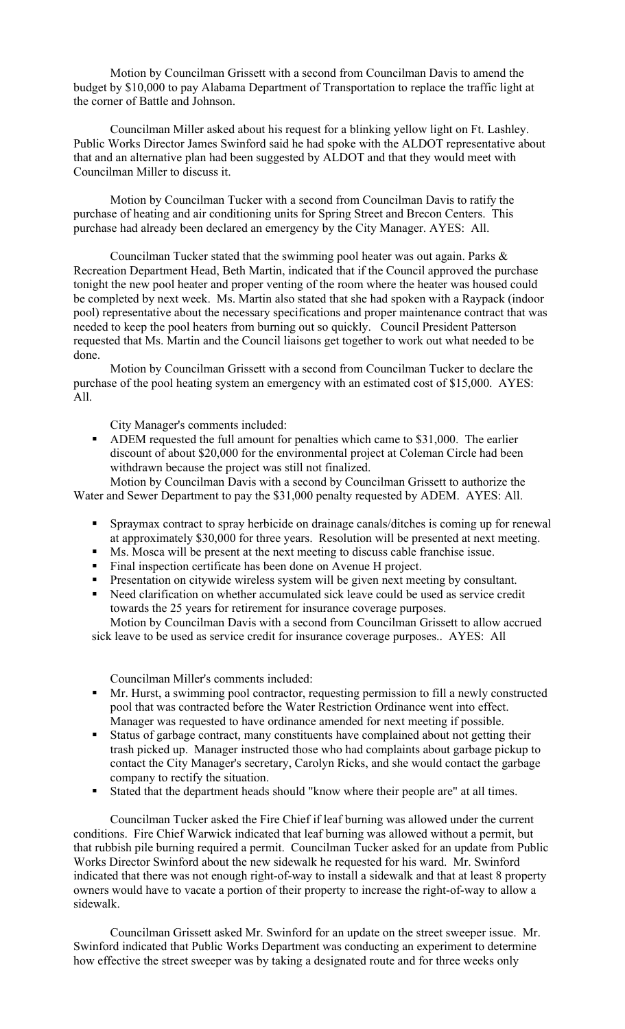Motion by Councilman Grissett with a second from Councilman Davis to amend the budget by $10,000 to pay Alabama Department of Transportation to replace the traffic light at the corner of Battle and Johnson.

Councilman Miller asked about his request for a blinking yellow light on Ft. Lashley. Public Works Director James Swinford said he had spoke with the ALDOT representative about that and an alternative plan had been suggested by ALDOT and that they would meet with Councilman Miller to discuss it.

Motion by Councilman Tucker with a second from Councilman Davis to ratify the purchase of heating and air conditioning units for Spring Street and Brecon Centers. This purchase had already been declared an emergency by the City Manager. AYES: All.

Councilman Tucker stated that the swimming pool heater was out again. Parks & Recreation Department Head, Beth Martin, indicated that if the Council approved the purchase tonight the new pool heater and proper venting of the room where the heater was housed could be completed by next week. Ms. Martin also stated that she had spoken with a Raypack (indoor pool) representative about the necessary specifications and proper maintenance contract that was needed to keep the pool heaters from burning out so quickly. Council President Patterson requested that Ms. Martin and the Council liaisons get together to work out what needed to be done.

Motion by Councilman Grissett with a second from Councilman Tucker to declare the purchase of the pool heating system an emergency with an estimated cost of $15,000. AYES: All.

City Manager's comments included:

- ADEM requested the full amount for penalties which came to $31,000. The earlier discount of about $20,000 for the environmental project at Coleman Circle had been withdrawn because the project was still not finalized.

Motion by Councilman Davis with a second by Councilman Grissett to authorize the Water and Sewer Department to pay the $31,000 penalty requested by ADEM. AYES: All.

- Spraymax contract to spray herbicide on drainage canals/ditches is coming up for renewal at approximately $30,000 for three years. Resolution will be presented at next meeting.
- Ms. Mosca will be present at the next meeting to discuss cable franchise issue.
- Final inspection certificate has been done on Avenue H project.
- Presentation on citywide wireless system will be given next meeting by consultant.
- Need clarification on whether accumulated sick leave could be used as service credit towards the 25 years for retirement for insurance coverage purposes.

Motion by Councilman Davis with a second from Councilman Grissett to allow accrued sick leave to be used as service credit for insurance coverage purposes.. AYES: All

Councilman Miller's comments included:

- Mr. Hurst, a swimming pool contractor, requesting permission to fill a newly constructed pool that was contracted before the Water Restriction Ordinance went into effect. Manager was requested to have ordinance amended for next meeting if possible.
- Status of garbage contract, many constituents have complained about not getting their trash picked up. Manager instructed those who had complaints about garbage pickup to contact the City Manager's secretary, Carolyn Ricks, and she would contact the garbage company to rectify the situation.
- Stated that the department heads should "know where their people are" at all times.

Councilman Tucker asked the Fire Chief if leaf burning was allowed under the current conditions. Fire Chief Warwick indicated that leaf burning was allowed without a permit, but that rubbish pile burning required a permit. Councilman Tucker asked for an update from Public Works Director Swinford about the new sidewalk he requested for his ward. Mr. Swinford indicated that there was not enough right-of-way to install a sidewalk and that at least 8 property owners would have to vacate a portion of their property to increase the right-of-way to allow a sidewalk.

Councilman Grissett asked Mr. Swinford for an update on the street sweeper issue. Mr. Swinford indicated that Public Works Department was conducting an experiment to determine how effective the street sweeper was by taking a designated route and for three weeks only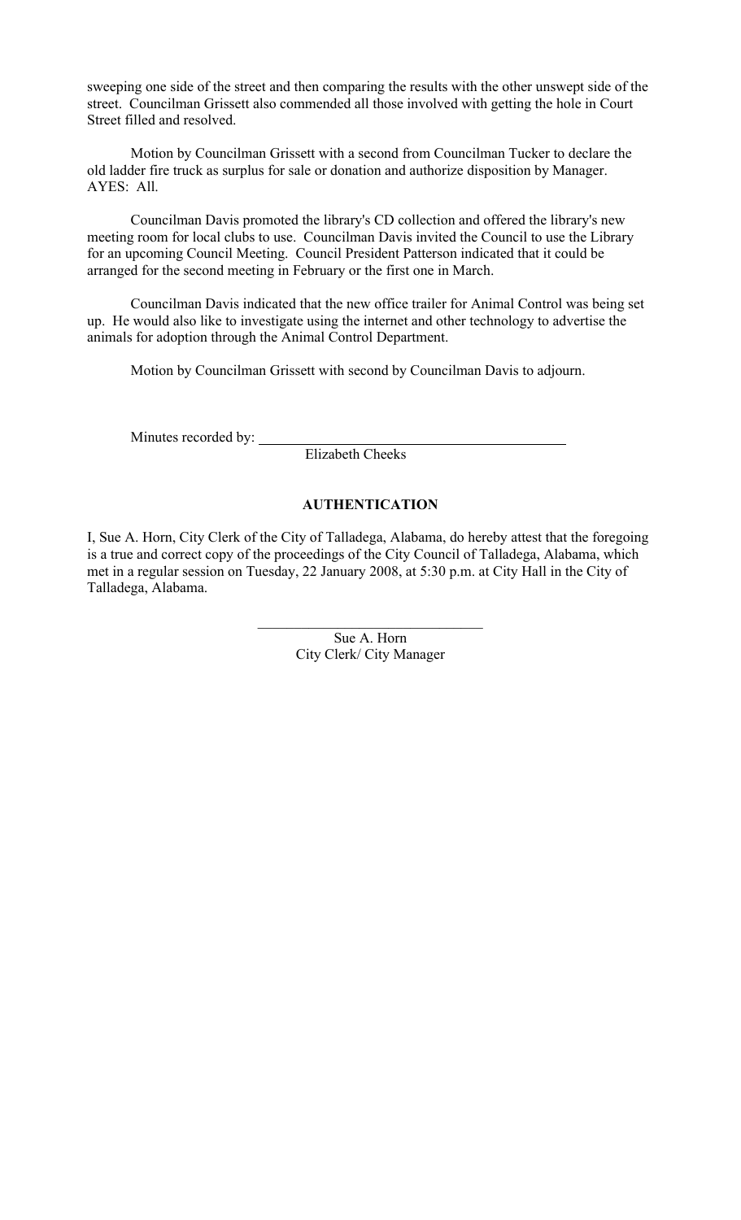sweeping one side of the street and then comparing the results with the other unswept side of the street. Councilman Grissett also commended all those involved with getting the hole in Court Street filled and resolved.

Motion by Councilman Grissett with a second from Councilman Tucker to declare the old ladder fire truck as surplus for sale or donation and authorize disposition by Manager. AYES: All.

Councilman Davis promoted the library's CD collection and offered the library's new meeting room for local clubs to use. Councilman Davis invited the Council to use the Library for an upcoming Council Meeting. Council President Patterson indicated that it could be arranged for the second meeting in February or the first one in March.

Councilman Davis indicated that the new office trailer for Animal Control was being set up. He would also like to investigate using the internet and other technology to advertise the animals for adoption through the Animal Control Department.

Motion by Councilman Grissett with second by Councilman Davis to adjourn.

Minutes recorded by: ________________________________

Elizabeth Cheeks

**AUTHENTICATION**

I, Sue A. Horn, City Clerk of the City of Talladega, Alabama, do hereby attest that the foregoing is a true and correct copy of the proceedings of the City Council of Talladega, Alabama, which met in a regular session on Tuesday, 22 January 2008, at 5:30 p.m. at City Hall in the City of Talladega, Alabama.

________________________________

Sue A. Horn
City Clerk/ City Manager